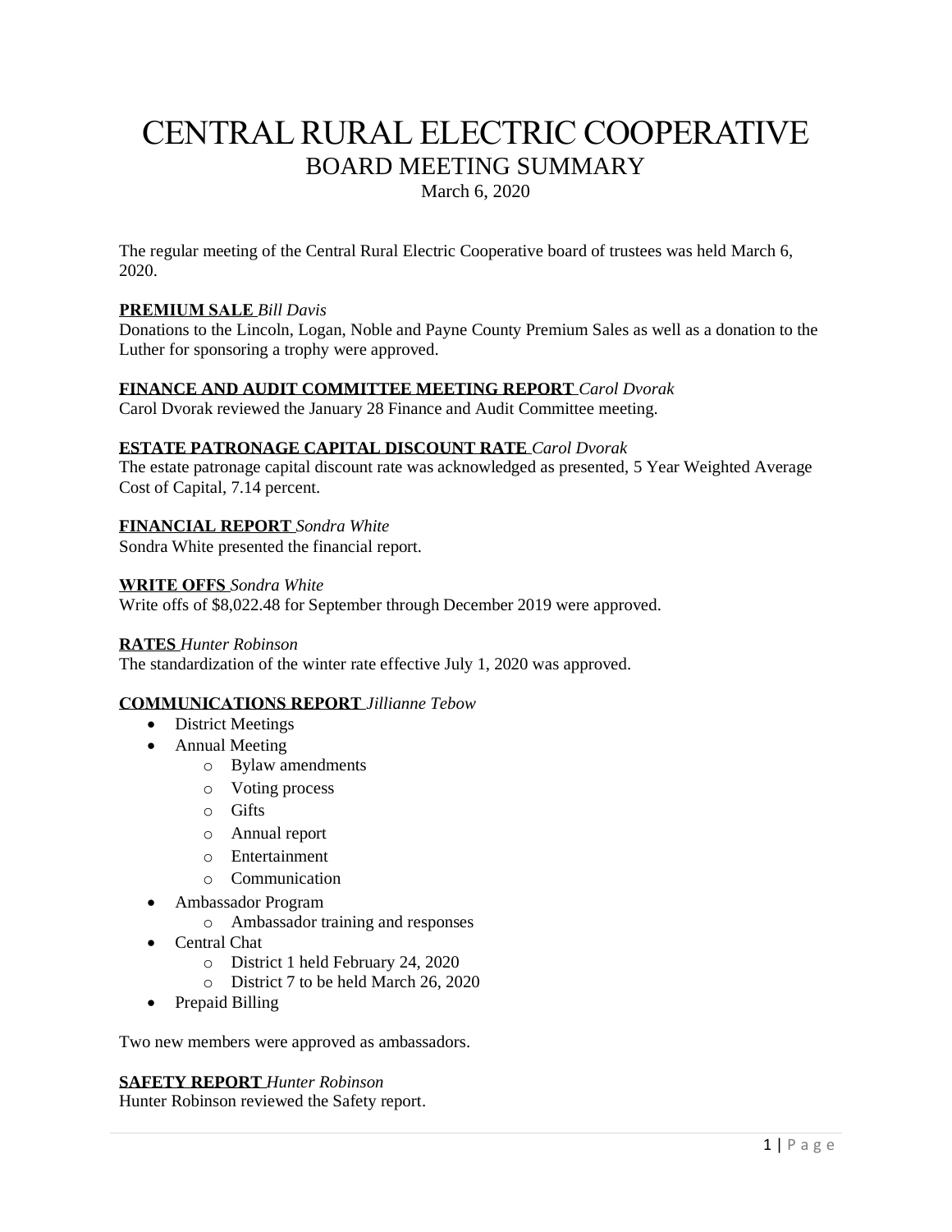# CENTRAL RURAL ELECTRIC COOPERATIVE

## BOARD MEETING SUMMARY

March 6, 2020

The regular meeting of the Central Rural Electric Cooperative board of trustees was held March 6, 2020.

**PREMIUM SALE** *Bill Davis*
Donations to the Lincoln, Logan, Noble and Payne County Premium Sales as well as a donation to the Luther for sponsoring a trophy were approved.

**FINANCE AND AUDIT COMMITTEE MEETING REPORT** *Carol Dvorak*
Carol Dvorak reviewed the January 28 Finance and Audit Committee meeting.

**ESTATE PATRONAGE CAPITAL DISCOUNT RATE** *Carol Dvorak*
The estate patronage capital discount rate was acknowledged as presented, 5 Year Weighted Average Cost of Capital, 7.14 percent.

**FINANCIAL REPORT** *Sondra White*
Sondra White presented the financial report.

**WRITE OFFS** *Sondra White*
Write offs of $8,022.48 for September through December 2019 were approved.

**RATES** *Hunter Robinson*
The standardization of the winter rate effective July 1, 2020 was approved.

**COMMUNICATIONS REPORT** *Jillianne Tebow*

- District Meetings
- Annual Meeting
  - Bylaw amendments
  - Voting process
  - Gifts
  - Annual report
  - Entertainment
  - Communication
- Ambassador Program
  - Ambassador training and responses
- Central Chat
  - District 1 held February 24, 2020
  - District 7 to be held March 26, 2020
- Prepaid Billing

Two new members were approved as ambassadors.

**SAFETY REPORT** *Hunter Robinson*
Hunter Robinson reviewed the Safety report.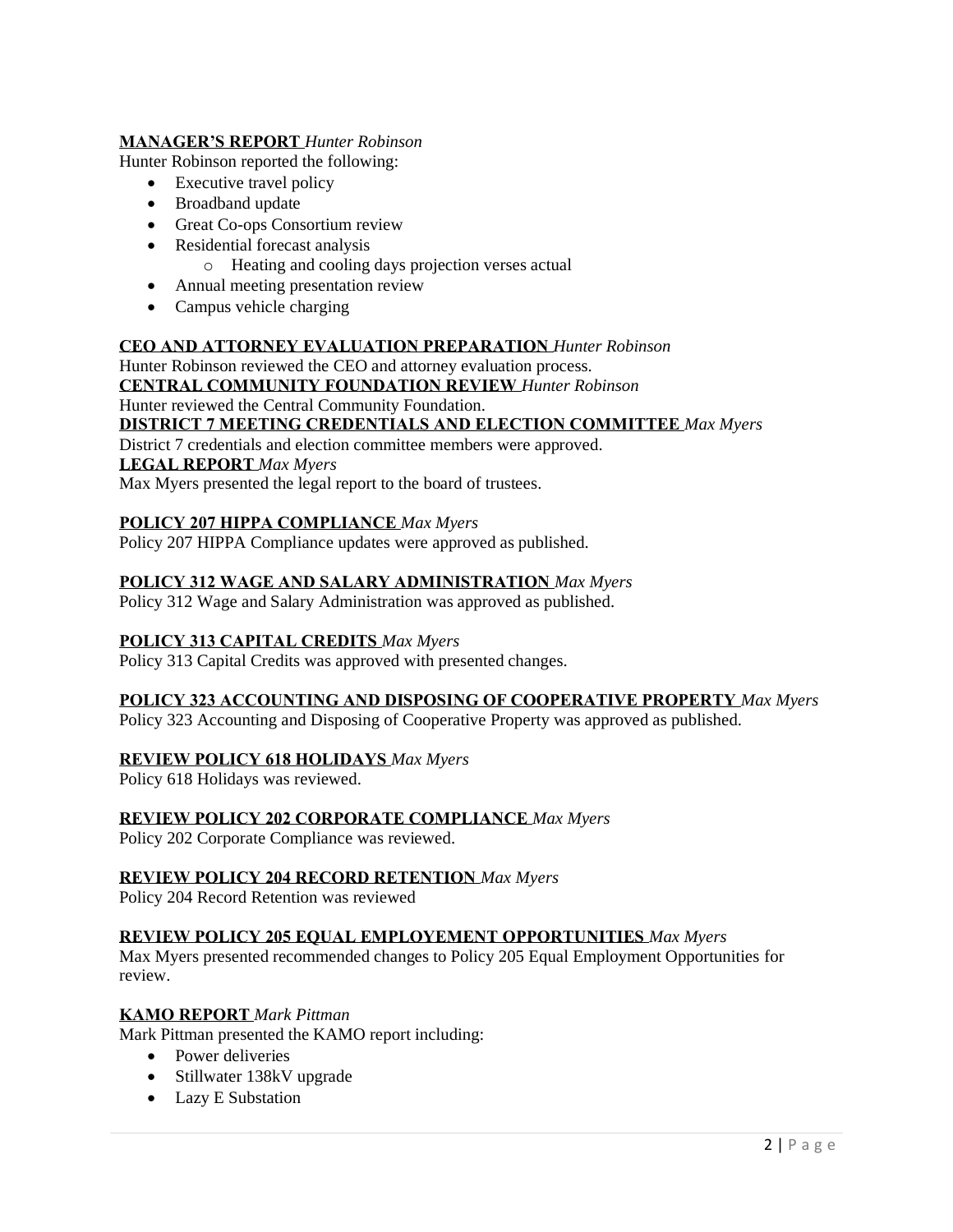**MANAGER'S REPORT** *Hunter Robinson*

Hunter Robinson reported the following:

- Executive travel policy
- Broadband update
- Great Co-ops Consortium review
- Residential forecast analysis
  - Heating and cooling days projection verses actual
- Annual meeting presentation review
- Campus vehicle charging

**CEO AND ATTORNEY EVALUATION PREPARATION** *Hunter Robinson*

Hunter Robinson reviewed the CEO and attorney evaluation process.

**CENTRAL COMMUNITY FOUNDATION REVIEW** *Hunter Robinson*

Hunter reviewed the Central Community Foundation.

**DISTRICT 7 MEETING CREDENTIALS AND ELECTION COMMITTEE** *Max Myers*

District 7 credentials and election committee members were approved.

**LEGAL REPORT** *Max Myers*

Max Myers presented the legal report to the board of trustees.

**POLICY 207 HIPPA COMPLIANCE** *Max Myers*

Policy 207 HIPPA Compliance updates were approved as published.

**POLICY 312 WAGE AND SALARY ADMINISTRATION** *Max Myers*

Policy 312 Wage and Salary Administration was approved as published.

**POLICY 313 CAPITAL CREDITS** *Max Myers*

Policy 313 Capital Credits was approved with presented changes.

**POLICY 323 ACCOUNTING AND DISPOSING OF COOPERATIVE PROPERTY** *Max Myers*

Policy 323 Accounting and Disposing of Cooperative Property was approved as published.

**REVIEW POLICY 618 HOLIDAYS** *Max Myers*

Policy 618 Holidays was reviewed.

**REVIEW POLICY 202 CORPORATE COMPLIANCE** *Max Myers*

Policy 202 Corporate Compliance was reviewed.

**REVIEW POLICY 204 RECORD RETENTION** *Max Myers*

Policy 204 Record Retention was reviewed

**REVIEW POLICY 205 EQUAL EMPLOYEMENT OPPORTUNITIES** *Max Myers*

Max Myers presented recommended changes to Policy 205 Equal Employment Opportunities for review.

**KAMO REPORT** *Mark Pittman*

Mark Pittman presented the KAMO report including:

- Power deliveries
- Stillwater 138kV upgrade
- Lazy E Substation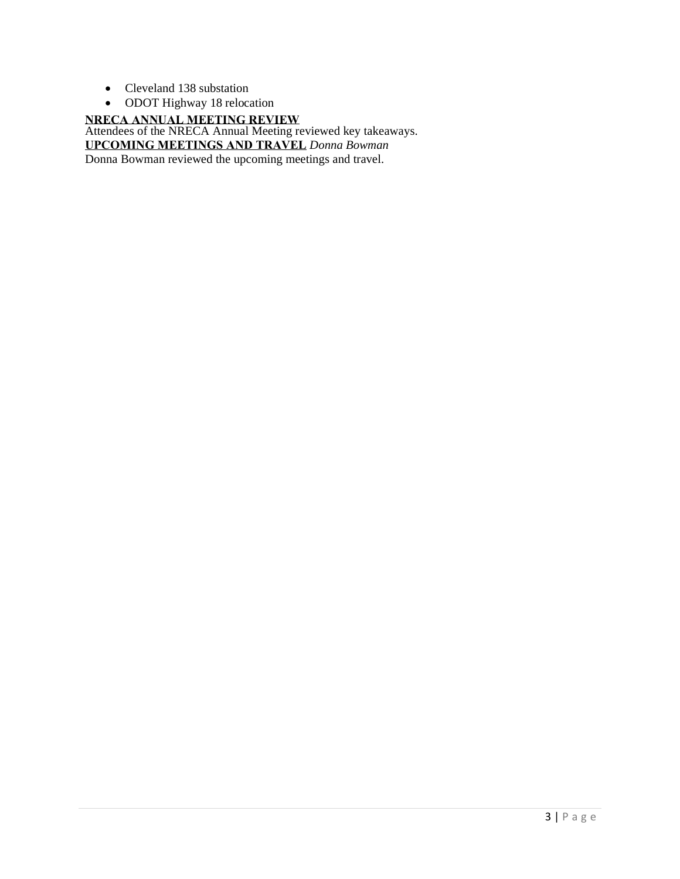- Cleveland 138 substation
- ODOT Highway 18 relocation

**NRECA ANNUAL MEETING REVIEW**

Attendees of the NRECA Annual Meeting reviewed key takeaways.

**UPCOMING MEETINGS AND TRAVEL** *Donna Bowman*

Donna Bowman reviewed the upcoming meetings and travel.